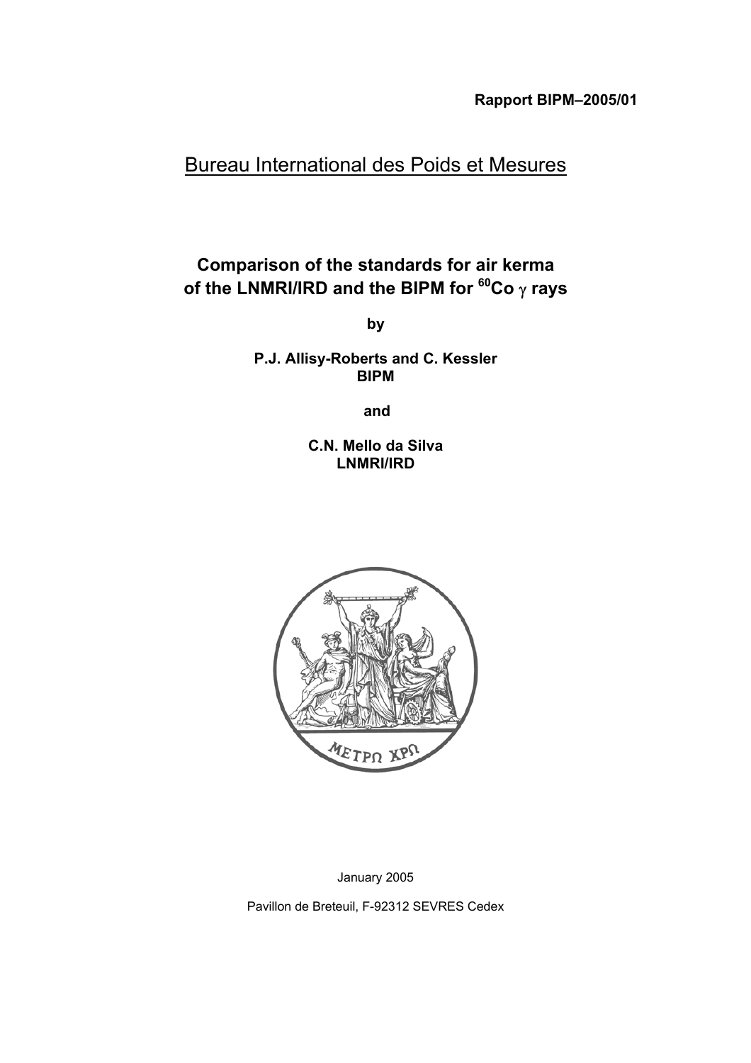**Rapport BIPM–2005/01**

# Bureau International des Poids et Mesures

## Comparison of the standards for air kerma of the LNMRI/IRD and the BIPM for $^{60}$Co $\gamma$ rays

by

**P.J. Allisy-Roberts and C. Kessler**
**BIPM**

and

**C.N. Mello da Silva**
**LNMRI/IRD**

ΜΕΤΡΩ ΧΡΩ

January 2005

Pavillon de Breteuil, F-92312 SEVRES Cedex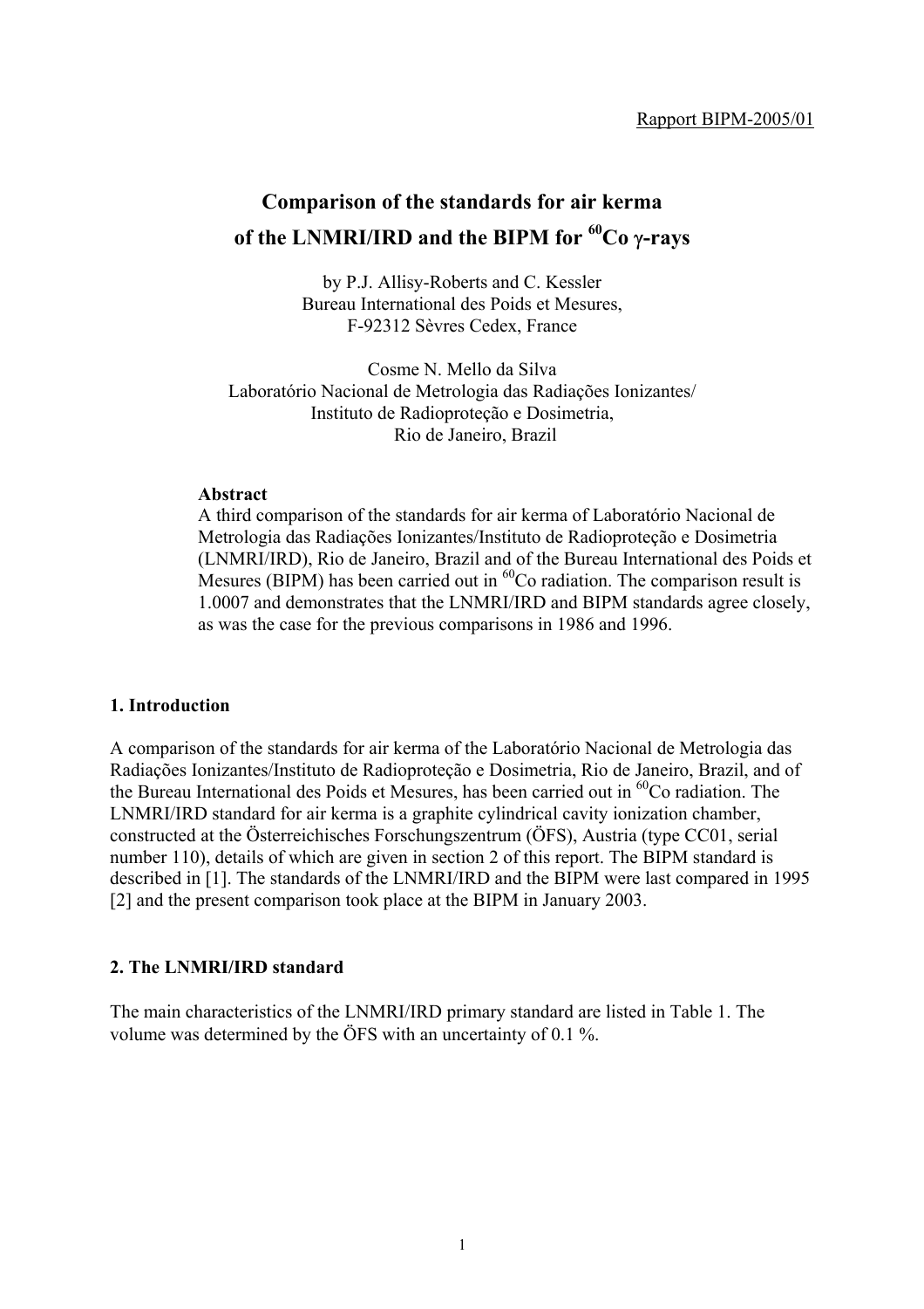Rapport BIPM-2005/01

# Comparison of the standards for air kerma of the LNMRI/IRD and the BIPM for $^{60}$Co γ-rays

by P.J. Allisy-Roberts and C. Kessler
Bureau International des Poids et Mesures,
F-92312 Sèvres Cedex, France

Cosme N. Mello da Silva
Laboratório Nacional de Metrologia das Radiações Ionizantes/
Instituto de Radioproteção e Dosimetria,
Rio de Janeiro, Brazil

**Abstract**

A third comparison of the standards for air kerma of Laboratório Nacional de Metrologia das Radiações Ionizantes/Instituto de Radioproteção e Dosimetria (LNMRI/IRD), Rio de Janeiro, Brazil and of the Bureau International des Poids et Mesures (BIPM) has been carried out in $^{60}$Co radiation. The comparison result is 1.0007 and demonstrates that the LNMRI/IRD and BIPM standards agree closely, as was the case for the previous comparisons in 1986 and 1996.

## 1. Introduction

A comparison of the standards for air kerma of the Laboratório Nacional de Metrologia das Radiações Ionizantes/Instituto de Radioproteção e Dosimetria, Rio de Janeiro, Brazil, and of the Bureau International des Poids et Mesures, has been carried out in $^{60}$Co radiation. The LNMRI/IRD standard for air kerma is a graphite cylindrical cavity ionization chamber, constructed at the Österreichisches Forschungszentrum (ÖFS), Austria (type CC01, serial number 110), details of which are given in section 2 of this report. The BIPM standard is described in [1]. The standards of the LNMRI/IRD and the BIPM were last compared in 1995 [2] and the present comparison took place at the BIPM in January 2003.

## 2. The LNMRI/IRD standard

The main characteristics of the LNMRI/IRD primary standard are listed in Table 1. The volume was determined by the ÖFS with an uncertainty of 0.1 %.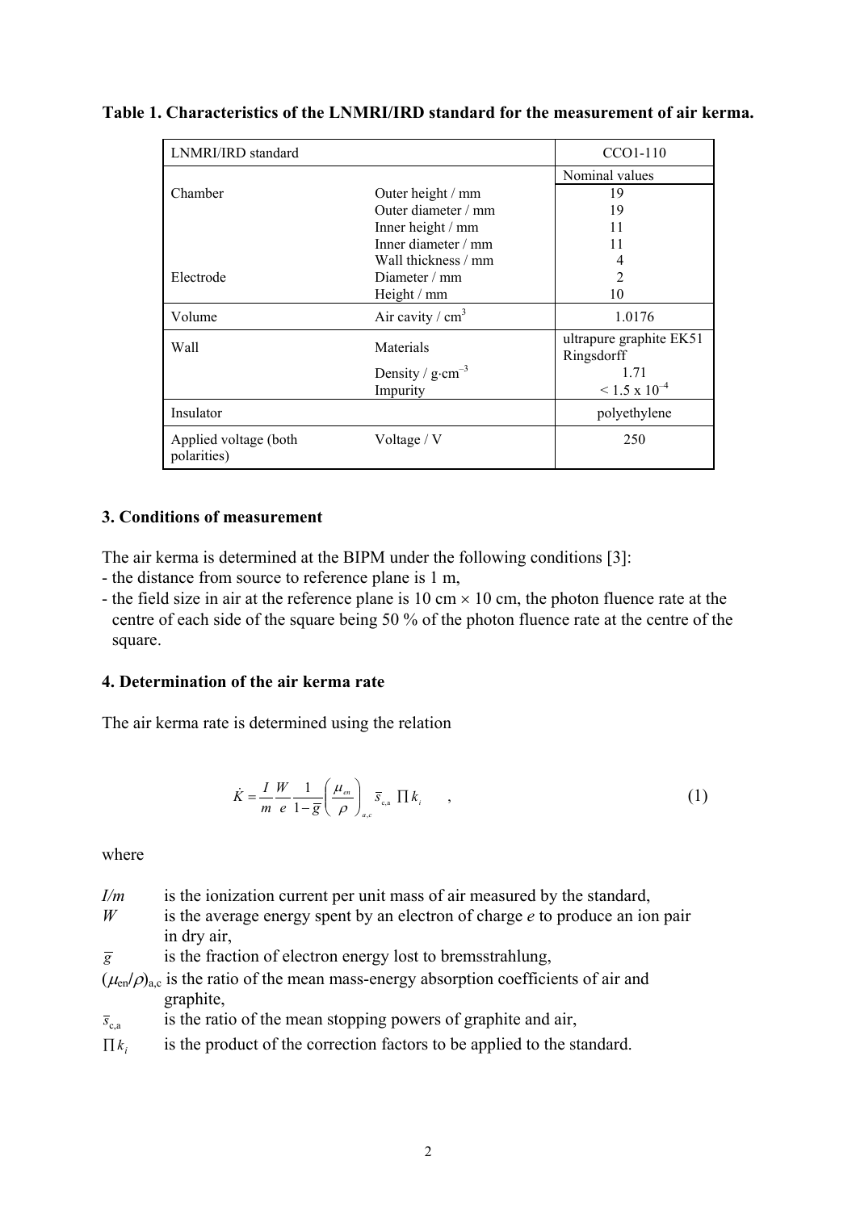**Table 1. Characteristics of the LNMRI/IRD standard for the measurement of air kerma.**

| LNMRI/IRD standard | | CCO1-110 |
|---|---|---|
| | | Nominal values |
| Chamber | Outer height / mm | 19 |
| | Outer diameter / mm | 19 |
| | Inner height / mm | 11 |
| | Inner diameter / mm | 11 |
| | Wall thickness / mm | 4 |
| Electrode | Diameter / mm | 2 |
| | Height / mm | 10 |
| Volume | Air cavity / $cm^3$ | 1.0176 |
| Wall | Materials | ultrapure graphite EK51 Ringsdorff |
| | Density / $g{\cdot}cm^{-3}$ | 1.71 |
| | Impurity | $< 1.5 \times 10^{-4}$ |
| Insulator | | polyethylene |
| Applied voltage (both polarities) | Voltage / V | 250 |

## 3. Conditions of measurement

The air kerma is determined at the BIPM under the following conditions [3]:

- the distance from source to reference plane is 1 m,
- the field size in air at the reference plane is 10 cm × 10 cm, the photon fluence rate at the centre of each side of the square being 50 % of the photon fluence rate at the centre of the square.

## 4. Determination of the air kerma rate

The air kerma rate is determined using the relation

$$\dot{K} = \frac{I}{m}\frac{W}{e}\frac{1}{1-\bar{g}}\left(\frac{\mu_{en}}{\rho}\right)_{a,c}\bar{s}_{c,a}\prod k_i \quad , \tag{1}$$

where

- $I/m$ is the ionization current per unit mass of air measured by the standard,
- $W$ is the average energy spent by an electron of charge $e$ to produce an ion pair in dry air,
- $\bar{g}$ is the fraction of electron energy lost to bremsstrahlung,
- $(\mu_{en}/\rho)_{a,c}$ is the ratio of the mean mass-energy absorption coefficients of air and graphite,
- $\bar{s}_{c,a}$ is the ratio of the mean stopping powers of graphite and air,
- $\prod k_i$ is the product of the correction factors to be applied to the standard.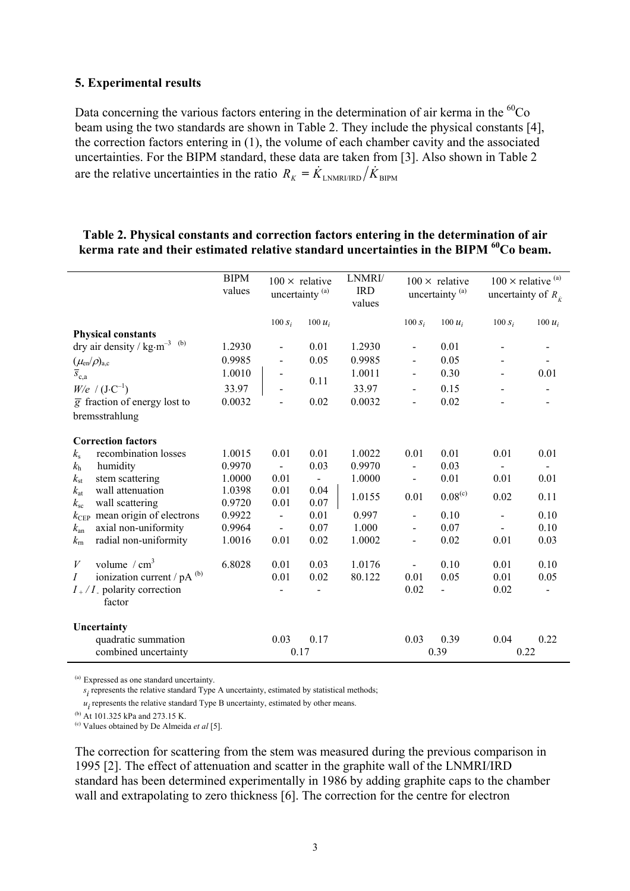## 5. Experimental results

Data concerning the various factors entering in the determination of air kerma in the $^{60}$Co beam using the two standards are shown in Table 2. They include the physical constants [4], the correction factors entering in (1), the volume of each chamber cavity and the associated uncertainties. For the BIPM standard, these data are taken from [3]. Also shown in Table 2 are the relative uncertainties in the ratio $R_K = \dot{K}_{\text{LNMRI/IRD}} / \dot{K}_{\text{BIPM}}$

**Table 2. Physical constants and correction factors entering in the determination of air kerma rate and their estimated relative standard uncertainties in the BIPM $^{60}$Co beam.**

| | BIPM values | 100 × relative uncertainty [(a)] | | LNMRI/ IRD values | 100 × relative uncertainty [(a)] | | 100 × relative [(a)] uncertainty of $R_{\dot{K}}$ | |
|---|---|---|---|---|---|---|---|---|
| | | $100\, s_i$ | $100\, u_i$ | | $100\, s_i$ | $100\, u_i$ | $100\, s_i$ | $100\, u_i$ |
| **Physical constants** | | | | | | | | |
| dry air density / kg·m$^{-3}$ [(b)] | 1.2930 | - | 0.01 | 1.2930 | - | 0.01 | - | - |
| $(\mu_{en}/\rho)_{a,c}$ | 0.9985 | - | 0.05 | 0.9985 | - | 0.05 | - | - |
| $\bar{s}_{c,a}$ | 1.0010 | - | 0.11 | 1.0011 | - | 0.30 | - | 0.01 |
| $W/e$ / (J·C$^{-1}$) | 33.97 | - | | 33.97 | - | 0.15 | - | - |
| $\bar{g}$ fraction of energy lost to bremsstrahlung | 0.0032 | - | 0.02 | 0.0032 | - | 0.02 | - | - |
| **Correction factors** | | | | | | | | |
| $k_s$ recombination losses | 1.0015 | 0.01 | 0.01 | 1.0022 | 0.01 | 0.01 | 0.01 | 0.01 |
| $k_h$ humidity | 0.9970 | - | 0.03 | 0.9970 | - | 0.03 | - | - |
| $k_{st}$ stem scattering | 1.0000 | 0.01 | - | 1.0000 | - | 0.01 | 0.01 | 0.01 |
| $k_{at}$ wall attenuation | 1.0398 | 0.01 | 0.04 | 1.0155 | 0.01 | 0.08[(c)] | 0.02 | 0.11 |
| $k_{sc}$ wall scattering | 0.9720 | 0.01 | 0.07 | | | | | |
| $k_{CEP}$ mean origin of electrons | 0.9922 | - | 0.01 | 0.997 | - | 0.10 | - | 0.10 |
| $k_{an}$ axial non-uniformity | 0.9964 | - | 0.07 | 1.000 | - | 0.07 | - | 0.10 |
| $k_{rn}$ radial non-uniformity | 1.0016 | 0.01 | 0.02 | 1.0002 | - | 0.02 | 0.01 | 0.03 |
| $V$ volume / cm$^3$ | 6.8028 | 0.01 | 0.03 | 1.0176 | - | 0.10 | 0.01 | 0.10 |
| $I$ ionization current / pA [(b)] | | 0.01 | 0.02 | 80.122 | 0.01 | 0.05 | 0.01 | 0.05 |
| $I_+ / I_-$ polarity correction factor | | - | - | | 0.02 | - | 0.02 | - |
| **Uncertainty** | | | | | | | | |
| quadratic summation | | 0.03 | 0.17 | | 0.03 | 0.39 | 0.04 | 0.22 |
| combined uncertainty | | 0.17 | | | 0.39 | | 0.22 | |

[(a)] Expressed as one standard uncertainty.
$s_i$ represents the relative standard Type A uncertainty, estimated by statistical methods;
$u_i$ represents the relative standard Type B uncertainty, estimated by other means.
[(b)] At 101.325 kPa and 273.15 K.
[(c)] Values obtained by De Almeida *et al* [5].

The correction for scattering from the stem was measured during the previous comparison in 1995 [2]. The effect of attenuation and scatter in the graphite wall of the LNMRI/IRD standard has been determined experimentally in 1986 by adding graphite caps to the chamber wall and extrapolating to zero thickness [6]. The correction for the centre for electron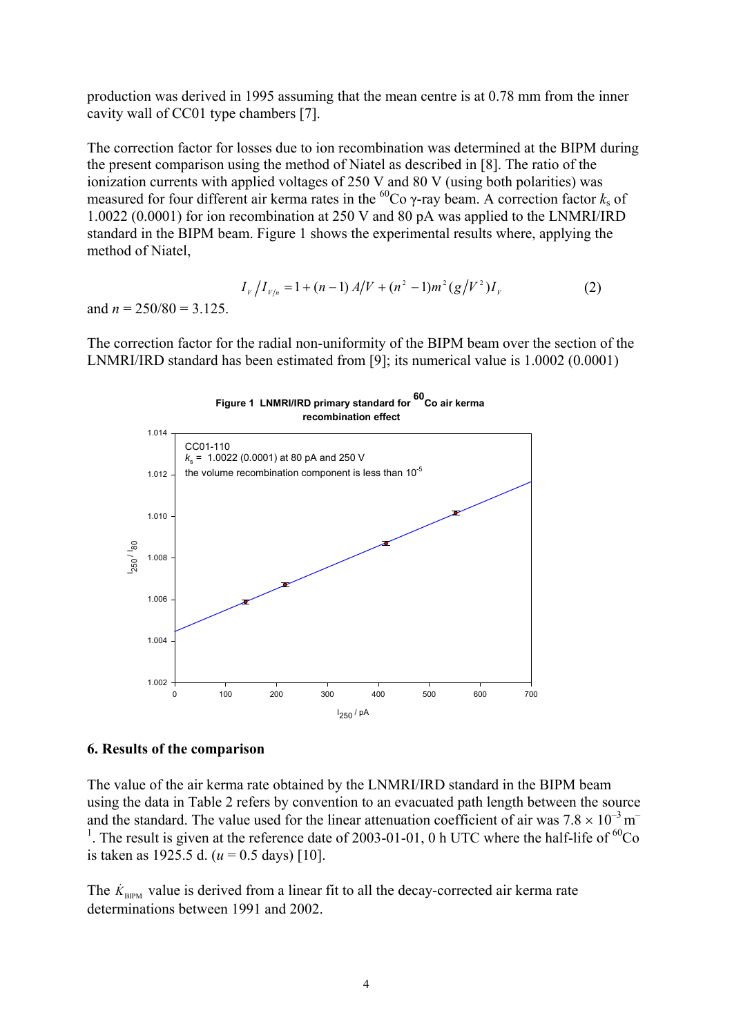production was derived in 1995 assuming that the mean centre is at 0.78 mm from the inner cavity wall of CC01 type chambers [7].

The correction factor for losses due to ion recombination was determined at the BIPM during the present comparison using the method of Niatel as described in [8]. The ratio of the ionization currents with applied voltages of 250 V and 80 V (using both polarities) was measured for four different air kerma rates in the $^{60}$Co γ-ray beam. A correction factor $k_s$ of 1.0022 (0.0001) for ion recombination at 250 V and 80 pA was applied to the LNMRI/IRD standard in the BIPM beam. Figure 1 shows the experimental results where, applying the method of Niatel,

$$I_V / I_{V/n} = 1 + (n-1)\,A/V + (n^2 - 1)m^2 (g/V^2) I_V \qquad (2)$$

and $n = 250/80 = 3.125$.

The correction factor for the radial non-uniformity of the BIPM beam over the section of the LNMRI/IRD standard has been estimated from [9]; its numerical value is 1.0002 (0.0001)

**Figure 1 LNMRI/IRD primary standard for $^{60}$Co air kerma recombination effect**

CC01-110
$k_s$ = 1.0022 (0.0001) at 80 pA and 250 V
the volume recombination component is less than $10^{-5}$

## 6. Results of the comparison

The value of the air kerma rate obtained by the LNMRI/IRD standard in the BIPM beam using the data in Table 2 refers by convention to an evacuated path length between the source and the standard. The value used for the linear attenuation coefficient of air was $7.8 \times 10^{-3}$ m$^{-1}$. The result is given at the reference date of 2003-01-01, 0 h UTC where the half-life of $^{60}$Co is taken as 1925.5 d. ($u$ = 0.5 days) [10].

The $\dot{K}_{\text{BIPM}}$ value is derived from a linear fit to all the decay-corrected air kerma rate determinations between 1991 and 2002.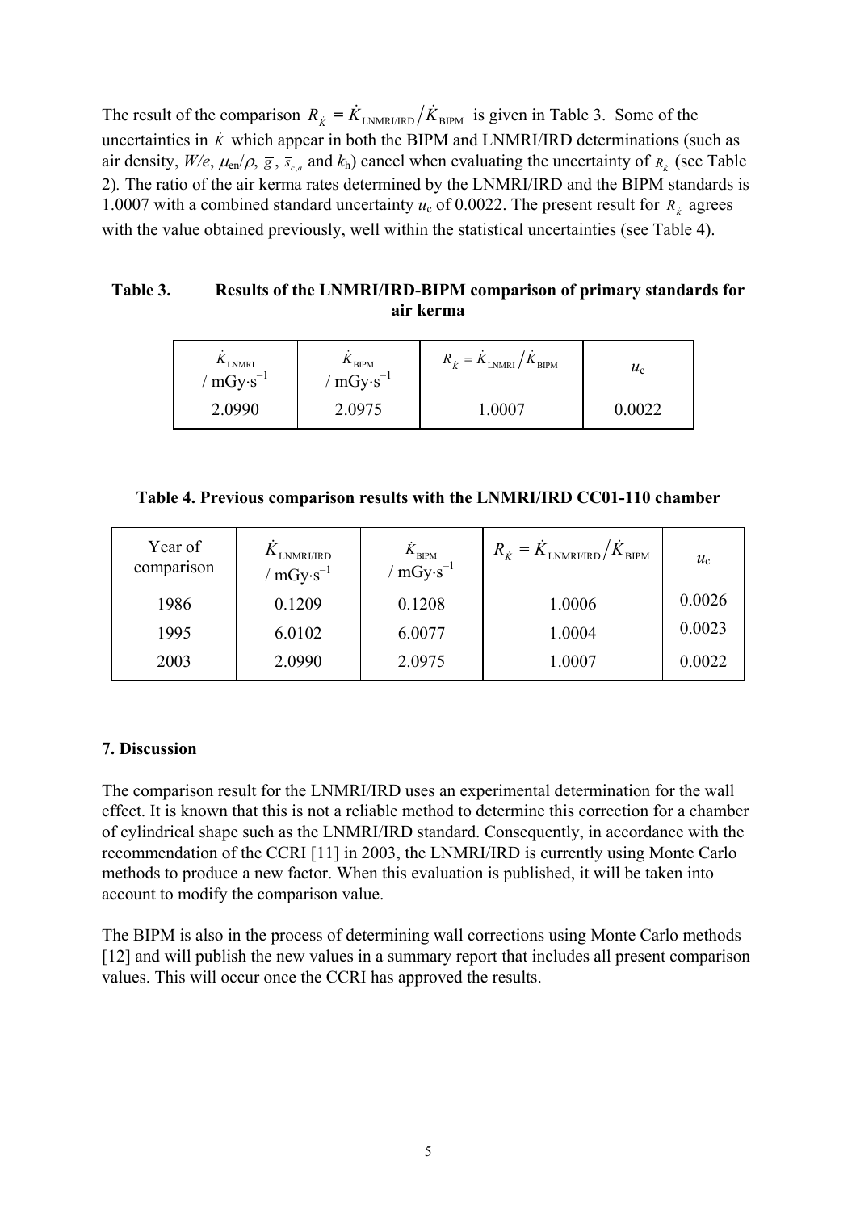The result of the comparison $R_{\dot{K}} = \dot{K}_{\text{LNMRI/IRD}} / \dot{K}_{\text{BIPM}}$ is given in Table 3. Some of the uncertainties in $\dot{K}$ which appear in both the BIPM and LNMRI/IRD determinations (such as air density, $W/e$, $\mu_{en}/\rho$, $\bar{g}$, $\bar{s}_{c,a}$ and $k_h$) cancel when evaluating the uncertainty of $R_{\dot{K}}$ (see Table 2). The ratio of the air kerma rates determined by the LNMRI/IRD and the BIPM standards is 1.0007 with a combined standard uncertainty $u_c$ of 0.0022. The present result for $R_{\dot{K}}$ agrees with the value obtained previously, well within the statistical uncertainties (see Table 4).

**Table 3. Results of the LNMRI/IRD-BIPM comparison of primary standards for air kerma**

| $\dot{K}_{\text{LNMRI}}$ / mGy·s$^{-1}$ | $\dot{K}_{\text{BIPM}}$ / mGy·s$^{-1}$ | $R_{\dot{K}} = \dot{K}_{\text{LNMRI}} / \dot{K}_{\text{BIPM}}$ | $u_c$ |
|---|---|---|---|
| 2.0990 | 2.0975 | 1.0007 | 0.0022 |

**Table 4. Previous comparison results with the LNMRI/IRD CC01-110 chamber**

| Year of comparison | $\dot{K}_{\text{LNMRI/IRD}}$ / mGy·s$^{-1}$ | $\dot{K}_{\text{BIPM}}$ / mGy·s$^{-1}$ | $R_{\dot{K}} = \dot{K}_{\text{LNMRI/IRD}} / \dot{K}_{\text{BIPM}}$ | $u_c$ |
|---|---|---|---|---|
| 1986 | 0.1209 | 0.1208 | 1.0006 | 0.0026 |
| 1995 | 6.0102 | 6.0077 | 1.0004 | 0.0023 |
| 2003 | 2.0990 | 2.0975 | 1.0007 | 0.0022 |

## 7. Discussion

The comparison result for the LNMRI/IRD uses an experimental determination for the wall effect. It is known that this is not a reliable method to determine this correction for a chamber of cylindrical shape such as the LNMRI/IRD standard. Consequently, in accordance with the recommendation of the CCRI [11] in 2003, the LNMRI/IRD is currently using Monte Carlo methods to produce a new factor. When this evaluation is published, it will be taken into account to modify the comparison value.

The BIPM is also in the process of determining wall corrections using Monte Carlo methods [12] and will publish the new values in a summary report that includes all present comparison values. This will occur once the CCRI has approved the results.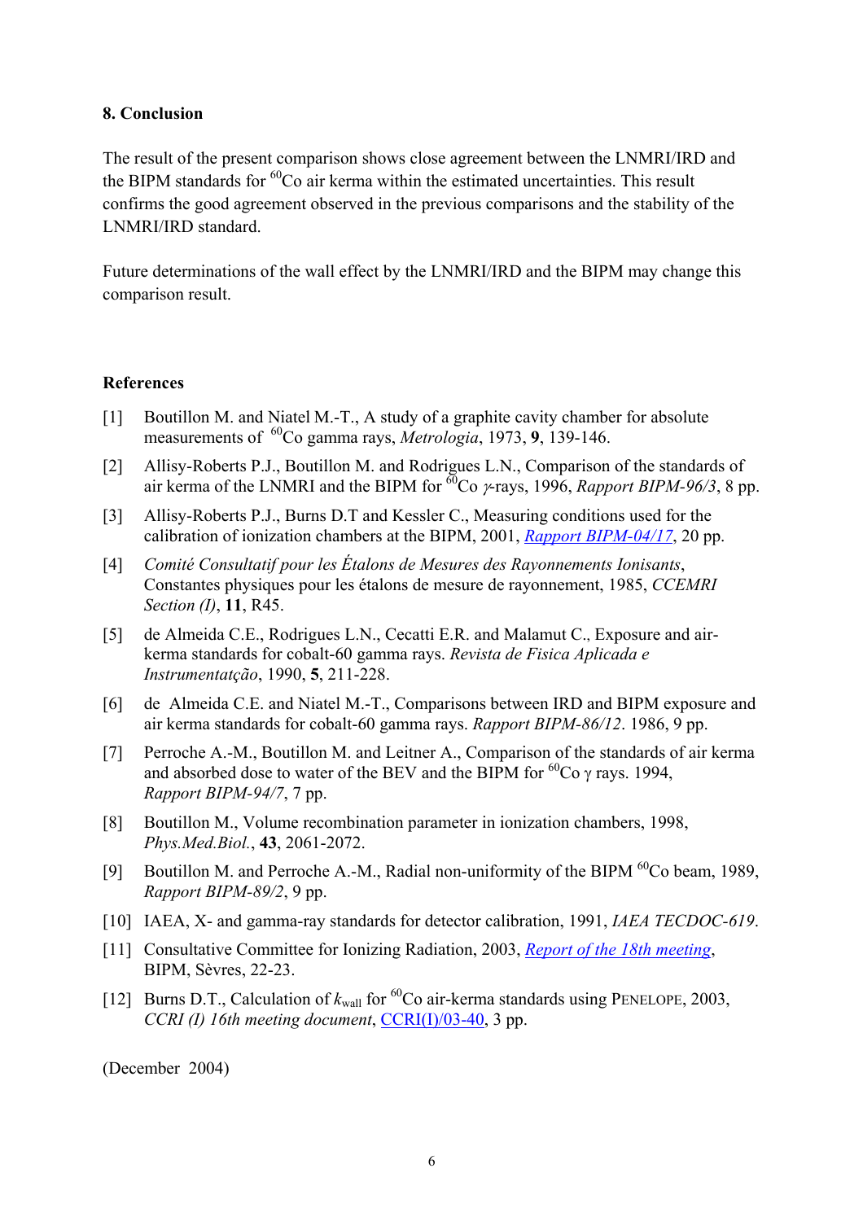## 8. Conclusion

The result of the present comparison shows close agreement between the LNMRI/IRD and the BIPM standards for $^{60}$Co air kerma within the estimated uncertainties. This result confirms the good agreement observed in the previous comparisons and the stability of the LNMRI/IRD standard.

Future determinations of the wall effect by the LNMRI/IRD and the BIPM may change this comparison result.

## References

[1] Boutillon M. and Niatel M.-T., A study of a graphite cavity chamber for absolute measurements of $^{60}$Co gamma rays, *Metrologia*, 1973, **9**, 139-146.

[2] Allisy-Roberts P.J., Boutillon M. and Rodrigues L.N., Comparison of the standards of air kerma of the LNMRI and the BIPM for $^{60}$Co $\gamma$-rays, 1996, *Rapport BIPM-96/3*, 8 pp.

[3] Allisy-Roberts P.J., Burns D.T and Kessler C., Measuring conditions used for the calibration of ionization chambers at the BIPM, 2001, *Rapport BIPM-04/17*, 20 pp.

[4] *Comité Consultatif pour les Étalons de Mesures des Rayonnements Ionisants*, Constantes physiques pour les étalons de mesure de rayonnement, 1985, *CCEMRI Section (I)*, **11**, R45.

[5] de Almeida C.E., Rodrigues L.N., Cecatti E.R. and Malamut C., Exposure and air-kerma standards for cobalt-60 gamma rays. *Revista de Fisica Aplicada e Instrumentatção*, 1990, **5**, 211-228.

[6] de Almeida C.E. and Niatel M.-T., Comparisons between IRD and BIPM exposure and air kerma standards for cobalt-60 gamma rays. *Rapport BIPM-86/12*. 1986, 9 pp.

[7] Perroche A.-M., Boutillon M. and Leitner A., Comparison of the standards of air kerma and absorbed dose to water of the BEV and the BIPM for $^{60}$Co $\gamma$ rays. 1994, *Rapport BIPM-94/7*, 7 pp.

[8] Boutillon M., Volume recombination parameter in ionization chambers, 1998, *Phys.Med.Biol.*, **43**, 2061-2072.

[9] Boutillon M. and Perroche A.-M., Radial non-uniformity of the BIPM $^{60}$Co beam, 1989, *Rapport BIPM-89/2*, 9 pp.

[10] IAEA, X- and gamma-ray standards for detector calibration, 1991, *IAEA TECDOC-619*.

[11] Consultative Committee for Ionizing Radiation, 2003, *Report of the 18th meeting*, BIPM, Sèvres, 22-23.

[12] Burns D.T., Calculation of $k_{\text{wall}}$ for $^{60}$Co air-kerma standards using PENELOPE, 2003, *CCRI (I) 16th meeting document*, CCRI(I)/03-40, 3 pp.

(December 2004)